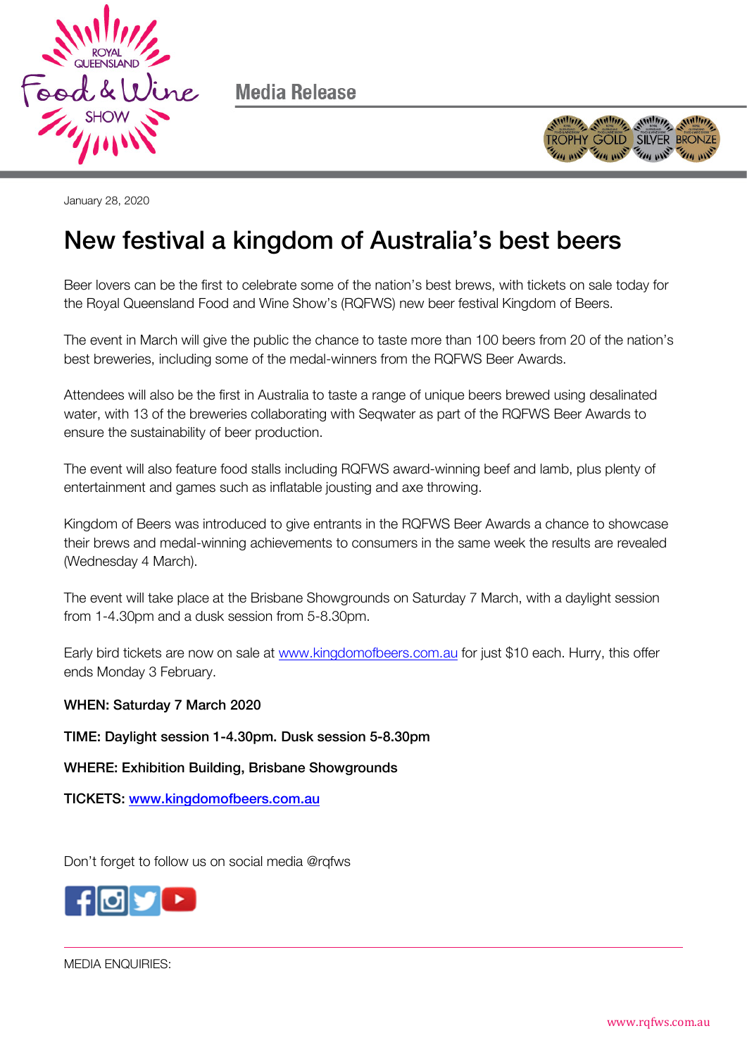Media Release

January 28, 2020

# New festival a kingdom of Australia's best beers

Beer lovers can be the first to celebrate some of the nation's best brews, with tickets on sale today for the Royal Queensland Food and Wine Show's (RQFWS) new beer festival Kingdom of Beers.

The event in March will give the public the chance to taste more than 100 beers from 20 of the nation's best breweries, including some of the medal-winners from the RQFWS Beer Awards.

Attendees will also be the first in Australia to taste a range of unique beers brewed using desalinated water, with 13 of the breweries collaborating with Seqwater as part of the RQFWS Beer Awards to ensure the sustainability of beer production.

The event will also feature food stalls including RQFWS award-winning beef and lamb, plus plenty of entertainment and games such as inflatable jousting and axe throwing.

Kingdom of Beers was introduced to give entrants in the RQFWS Beer Awards a chance to showcase their brews and medal-winning achievements to consumers in the same week the results are revealed (Wednesday 4 March).

The event will take place at the Brisbane Showgrounds on Saturday 7 March, with a daylight session from 1-4.30pm and a dusk session from 5-8.30pm.

Early bird tickets are now on sale at www.kingdomofbeers.com.au for just $10 each. Hurry, this offer ends Monday 3 February.

**WHEN: Saturday 7 March 2020**

**TIME: Daylight session 1-4.30pm. Dusk session 5-8.30pm**

**WHERE: Exhibition Building, Brisbane Showgrounds**

**TICKETS: www.kingdomofbeers.com.au**

Don't forget to follow us on social media @rqfws

MEDIA ENQUIRIES: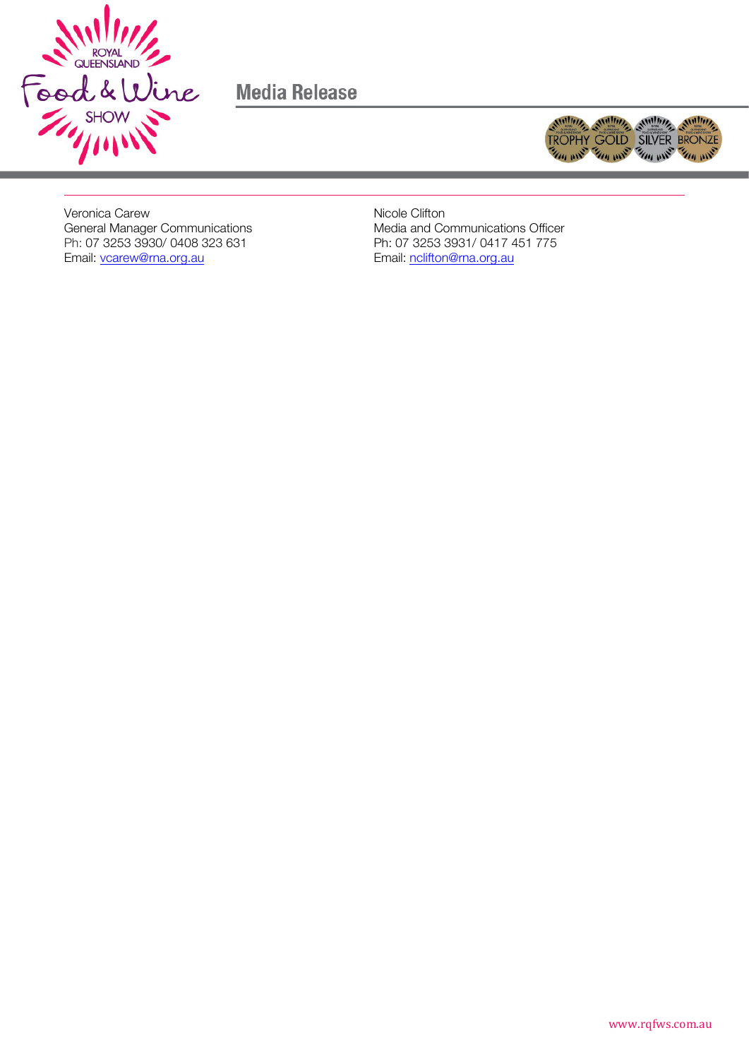Media Release

| | |
|---|---|
| Veronica Carew<br>General Manager Communications<br>Ph: 07 3253 3930/ 0408 323 631<br>Email: vcarew@rna.org.au | Nicole Clifton<br>Media and Communications Officer<br>Ph: 07 3253 3931/ 0417 451 775<br>Email: nclifton@rna.org.au |

www.rqfws.com.au